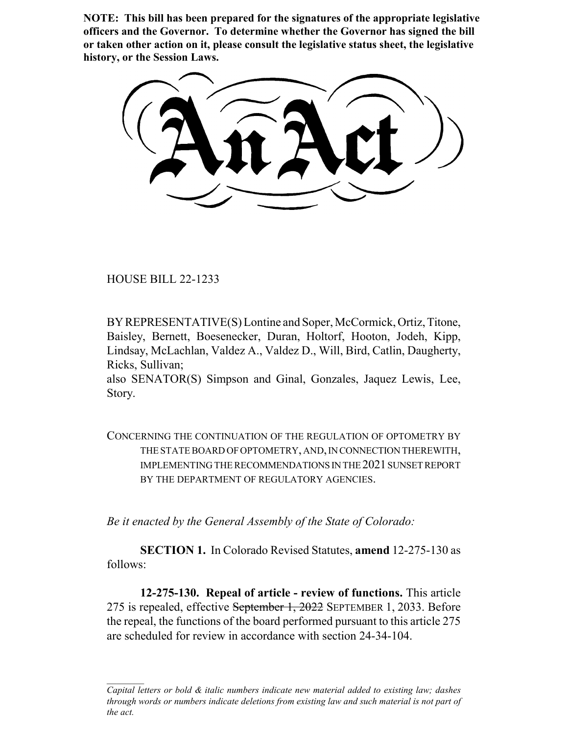**NOTE: This bill has been prepared for the signatures of the appropriate legislative officers and the Governor. To determine whether the Governor has signed the bill or taken other action on it, please consult the legislative status sheet, the legislative history, or the Session Laws.**

# An Act

HOUSE BILL 22-1233

BY REPRESENTATIVE(S) Lontine and Soper, McCormick, Ortiz, Titone, Baisley, Bernett, Boesenecker, Duran, Holtorf, Hooton, Jodeh, Kipp, Lindsay, McLachlan, Valdez A., Valdez D., Will, Bird, Catlin, Daugherty, Ricks, Sullivan;
also SENATOR(S) Simpson and Ginal, Gonzales, Jaquez Lewis, Lee, Story.

CONCERNING THE CONTINUATION OF THE REGULATION OF OPTOMETRY BY THE STATE BOARD OF OPTOMETRY, AND, IN CONNECTION THEREWITH, IMPLEMENTING THE RECOMMENDATIONS IN THE 2021 SUNSET REPORT BY THE DEPARTMENT OF REGULATORY AGENCIES.

*Be it enacted by the General Assembly of the State of Colorado:*

**SECTION 1.** In Colorado Revised Statutes, **amend** 12-275-130 as follows:

**12-275-130. Repeal of article - review of functions.** This article 275 is repealed, effective ~~September 1, 2022~~ SEPTEMBER 1, 2033. Before the repeal, the functions of the board performed pursuant to this article 275 are scheduled for review in accordance with section 24-34-104.

*Capital letters or bold & italic numbers indicate new material added to existing law; dashes through words or numbers indicate deletions from existing law and such material is not part of the act.*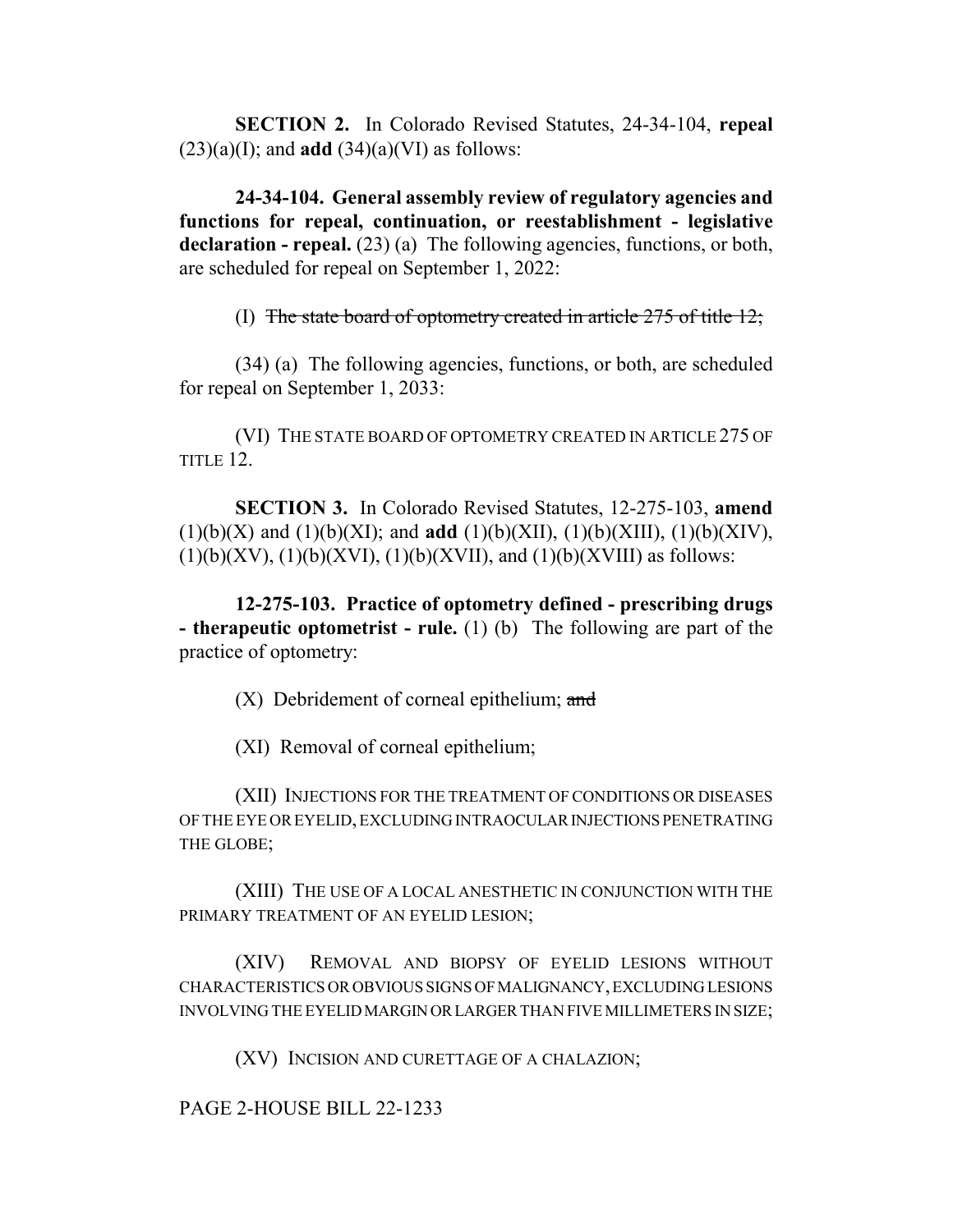**SECTION 2.** In Colorado Revised Statutes, 24-34-104, **repeal** (23)(a)(I); and **add** (34)(a)(VI) as follows:

**24-34-104. General assembly review of regulatory agencies and functions for repeal, continuation, or reestablishment - legislative declaration - repeal.** (23) (a) The following agencies, functions, or both, are scheduled for repeal on September 1, 2022:

(I) ~~The state board of optometry created in article 275 of title 12;~~

(34) (a) The following agencies, functions, or both, are scheduled for repeal on September 1, 2033:

(VI) THE STATE BOARD OF OPTOMETRY CREATED IN ARTICLE 275 OF TITLE 12.

**SECTION 3.** In Colorado Revised Statutes, 12-275-103, **amend** (1)(b)(X) and (1)(b)(XI); and **add** (1)(b)(XII), (1)(b)(XIII), (1)(b)(XIV), (1)(b)(XV), (1)(b)(XVI), (1)(b)(XVII), and (1)(b)(XVIII) as follows:

**12-275-103. Practice of optometry defined - prescribing drugs - therapeutic optometrist - rule.** (1) (b) The following are part of the practice of optometry:

(X) Debridement of corneal epithelium; ~~and~~

(XI) Removal of corneal epithelium;

(XII) INJECTIONS FOR THE TREATMENT OF CONDITIONS OR DISEASES OF THE EYE OR EYELID, EXCLUDING INTRAOCULAR INJECTIONS PENETRATING THE GLOBE;

(XIII) THE USE OF A LOCAL ANESTHETIC IN CONJUNCTION WITH THE PRIMARY TREATMENT OF AN EYELID LESION;

(XIV) REMOVAL AND BIOPSY OF EYELID LESIONS WITHOUT CHARACTERISTICS OR OBVIOUS SIGNS OF MALIGNANCY, EXCLUDING LESIONS INVOLVING THE EYELID MARGIN OR LARGER THAN FIVE MILLIMETERS IN SIZE;

(XV) INCISION AND CURETTAGE OF A CHALAZION;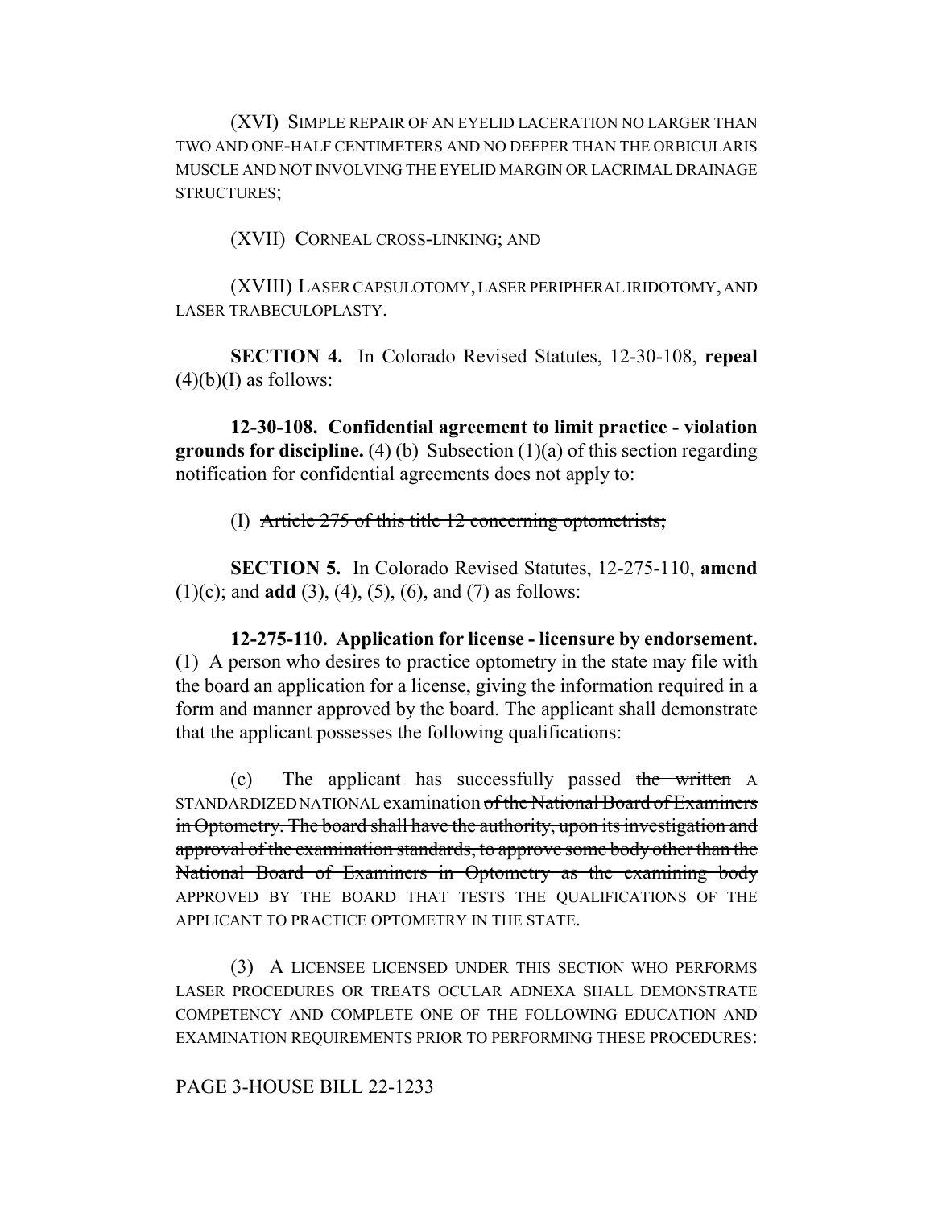(XVI) SIMPLE REPAIR OF AN EYELID LACERATION NO LARGER THAN TWO AND ONE-HALF CENTIMETERS AND NO DEEPER THAN THE ORBICULARIS MUSCLE AND NOT INVOLVING THE EYELID MARGIN OR LACRIMAL DRAINAGE STRUCTURES;

(XVII) CORNEAL CROSS-LINKING; AND

(XVIII) LASER CAPSULOTOMY, LASER PERIPHERAL IRIDOTOMY, AND LASER TRABECULOPLASTY.

**SECTION 4.** In Colorado Revised Statutes, 12-30-108, **repeal** (4)(b)(I) as follows:

**12-30-108. Confidential agreement to limit practice - violation grounds for discipline.** (4) (b) Subsection (1)(a) of this section regarding notification for confidential agreements does not apply to:

(I) ~~Article 275 of this title 12 concerning optometrists;~~

**SECTION 5.** In Colorado Revised Statutes, 12-275-110, **amend** (1)(c); and **add** (3), (4), (5), (6), and (7) as follows:

**12-275-110. Application for license - licensure by endorsement.** (1) A person who desires to practice optometry in the state may file with the board an application for a license, giving the information required in a form and manner approved by the board. The applicant shall demonstrate that the applicant possesses the following qualifications:

(c) The applicant has successfully passed ~~the written~~ A STANDARDIZED NATIONAL examination ~~of the National Board of Examiners in Optometry. The board shall have the authority, upon its investigation and approval of the examination standards, to approve some body other than the National Board of Examiners in Optometry as the examining body~~ APPROVED BY THE BOARD THAT TESTS THE QUALIFICATIONS OF THE APPLICANT TO PRACTICE OPTOMETRY IN THE STATE.

(3) A LICENSEE LICENSED UNDER THIS SECTION WHO PERFORMS LASER PROCEDURES OR TREATS OCULAR ADNEXA SHALL DEMONSTRATE COMPETENCY AND COMPLETE ONE OF THE FOLLOWING EDUCATION AND EXAMINATION REQUIREMENTS PRIOR TO PERFORMING THESE PROCEDURES: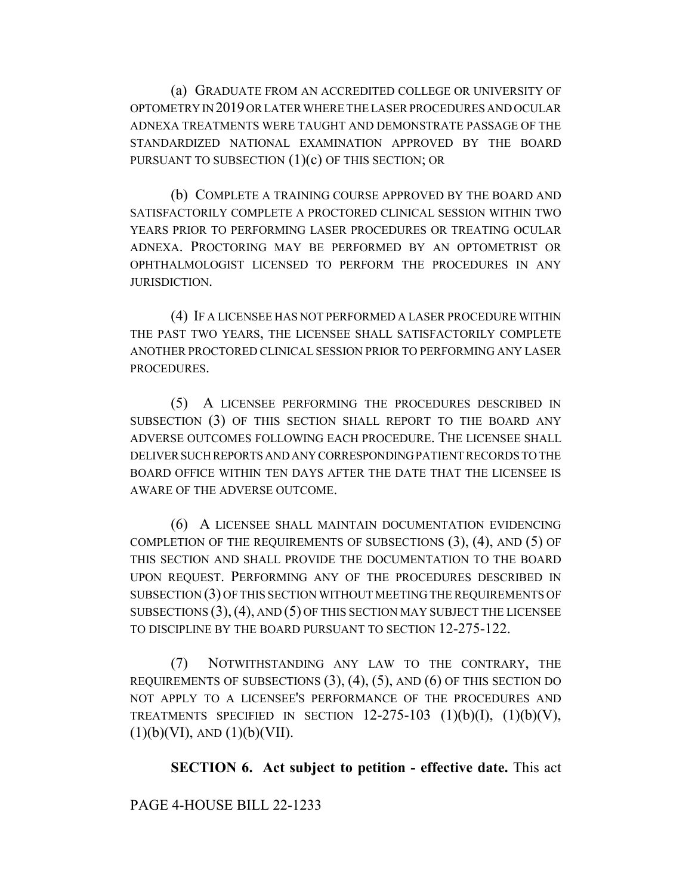(a) GRADUATE FROM AN ACCREDITED COLLEGE OR UNIVERSITY OF OPTOMETRY IN 2019 OR LATER WHERE THE LASER PROCEDURES AND OCULAR ADNEXA TREATMENTS WERE TAUGHT AND DEMONSTRATE PASSAGE OF THE STANDARDIZED NATIONAL EXAMINATION APPROVED BY THE BOARD PURSUANT TO SUBSECTION (1)(c) OF THIS SECTION; OR

(b) COMPLETE A TRAINING COURSE APPROVED BY THE BOARD AND SATISFACTORILY COMPLETE A PROCTORED CLINICAL SESSION WITHIN TWO YEARS PRIOR TO PERFORMING LASER PROCEDURES OR TREATING OCULAR ADNEXA. PROCTORING MAY BE PERFORMED BY AN OPTOMETRIST OR OPHTHALMOLOGIST LICENSED TO PERFORM THE PROCEDURES IN ANY JURISDICTION.

(4) IF A LICENSEE HAS NOT PERFORMED A LASER PROCEDURE WITHIN THE PAST TWO YEARS, THE LICENSEE SHALL SATISFACTORILY COMPLETE ANOTHER PROCTORED CLINICAL SESSION PRIOR TO PERFORMING ANY LASER PROCEDURES.

(5) A LICENSEE PERFORMING THE PROCEDURES DESCRIBED IN SUBSECTION (3) OF THIS SECTION SHALL REPORT TO THE BOARD ANY ADVERSE OUTCOMES FOLLOWING EACH PROCEDURE. THE LICENSEE SHALL DELIVER SUCH REPORTS AND ANY CORRESPONDING PATIENT RECORDS TO THE BOARD OFFICE WITHIN TEN DAYS AFTER THE DATE THAT THE LICENSEE IS AWARE OF THE ADVERSE OUTCOME.

(6) A LICENSEE SHALL MAINTAIN DOCUMENTATION EVIDENCING COMPLETION OF THE REQUIREMENTS OF SUBSECTIONS (3), (4), AND (5) OF THIS SECTION AND SHALL PROVIDE THE DOCUMENTATION TO THE BOARD UPON REQUEST. PERFORMING ANY OF THE PROCEDURES DESCRIBED IN SUBSECTION (3) OF THIS SECTION WITHOUT MEETING THE REQUIREMENTS OF SUBSECTIONS (3), (4), AND (5) OF THIS SECTION MAY SUBJECT THE LICENSEE TO DISCIPLINE BY THE BOARD PURSUANT TO SECTION 12-275-122.

(7) NOTWITHSTANDING ANY LAW TO THE CONTRARY, THE REQUIREMENTS OF SUBSECTIONS (3), (4), (5), AND (6) OF THIS SECTION DO NOT APPLY TO A LICENSEE'S PERFORMANCE OF THE PROCEDURES AND TREATMENTS SPECIFIED IN SECTION 12-275-103 (1)(b)(I), (1)(b)(V), (1)(b)(VI), AND (1)(b)(VII).

**SECTION 6. Act subject to petition - effective date.** This act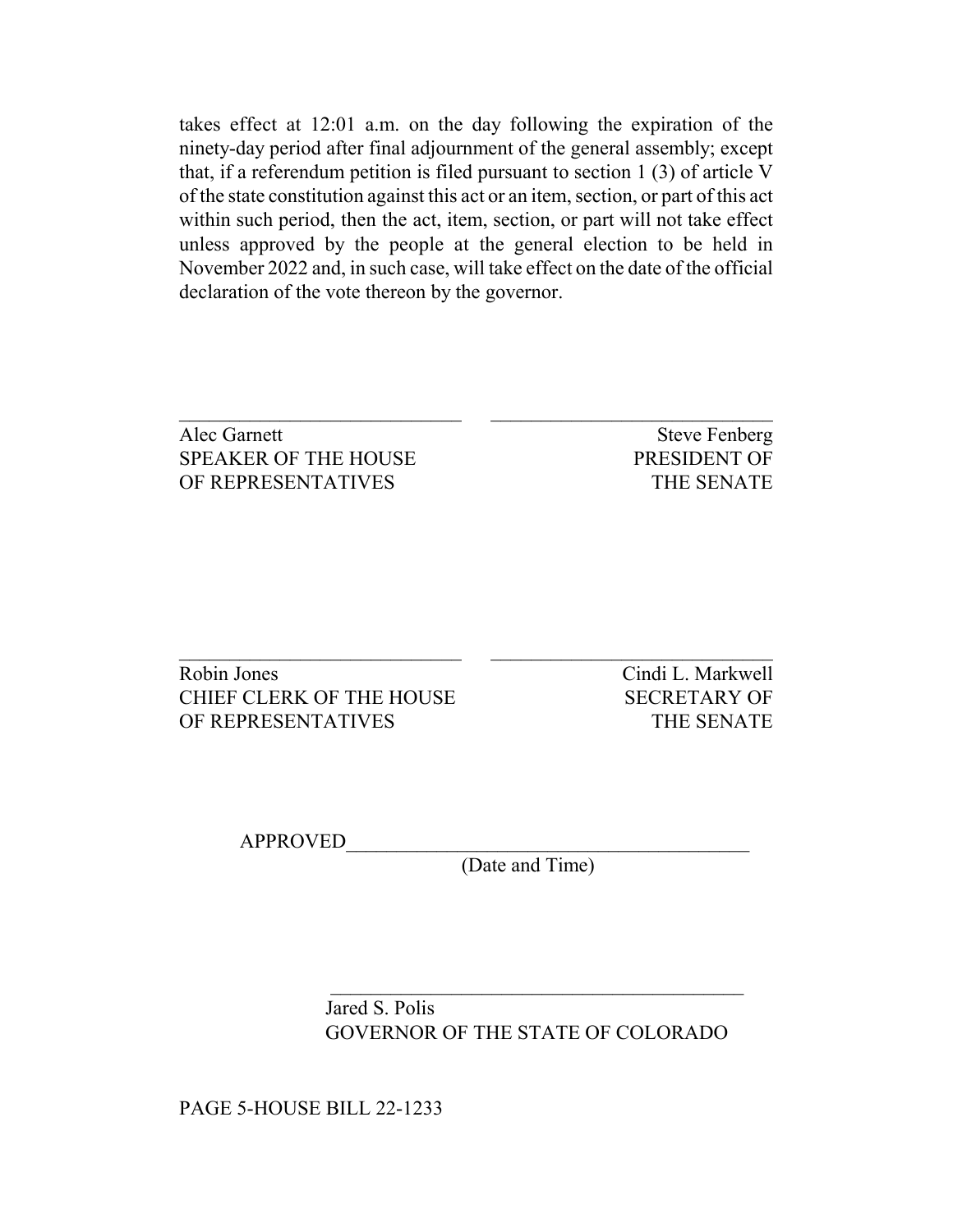takes effect at 12:01 a.m. on the day following the expiration of the ninety-day period after final adjournment of the general assembly; except that, if a referendum petition is filed pursuant to section 1 (3) of article V of the state constitution against this act or an item, section, or part of this act within such period, then the act, item, section, or part will not take effect unless approved by the people at the general election to be held in November 2022 and, in such case, will take effect on the date of the official declaration of the vote thereon by the governor.

\_\_\_\_\_\_\_\_\_\_\_\_\_\_\_\_\_\_\_\_\_\_\_\_\_\_\_\_
Alec Garnett
SPEAKER OF THE HOUSE
OF REPRESENTATIVES

\_\_\_\_\_\_\_\_\_\_\_\_\_\_\_\_\_\_\_\_\_\_\_\_\_\_\_\_
Steve Fenberg
PRESIDENT OF
THE SENATE

\_\_\_\_\_\_\_\_\_\_\_\_\_\_\_\_\_\_\_\_\_\_\_\_\_\_\_\_
Robin Jones
CHIEF CLERK OF THE HOUSE
OF REPRESENTATIVES

\_\_\_\_\_\_\_\_\_\_\_\_\_\_\_\_\_\_\_\_\_\_\_\_\_\_\_\_
Cindi L. Markwell
SECRETARY OF
THE SENATE

APPROVED\_\_\_\_\_\_\_\_\_\_\_\_\_\_\_\_\_\_\_\_\_\_\_\_\_\_\_\_\_\_\_\_\_\_\_\_\_\_\_\_
(Date and Time)

\_\_\_\_\_\_\_\_\_\_\_\_\_\_\_\_\_\_\_\_\_\_\_\_\_\_\_\_\_\_\_\_\_\_\_\_\_\_\_\_\_\_
Jared S. Polis
GOVERNOR OF THE STATE OF COLORADO

PAGE 5-HOUSE BILL 22-1233